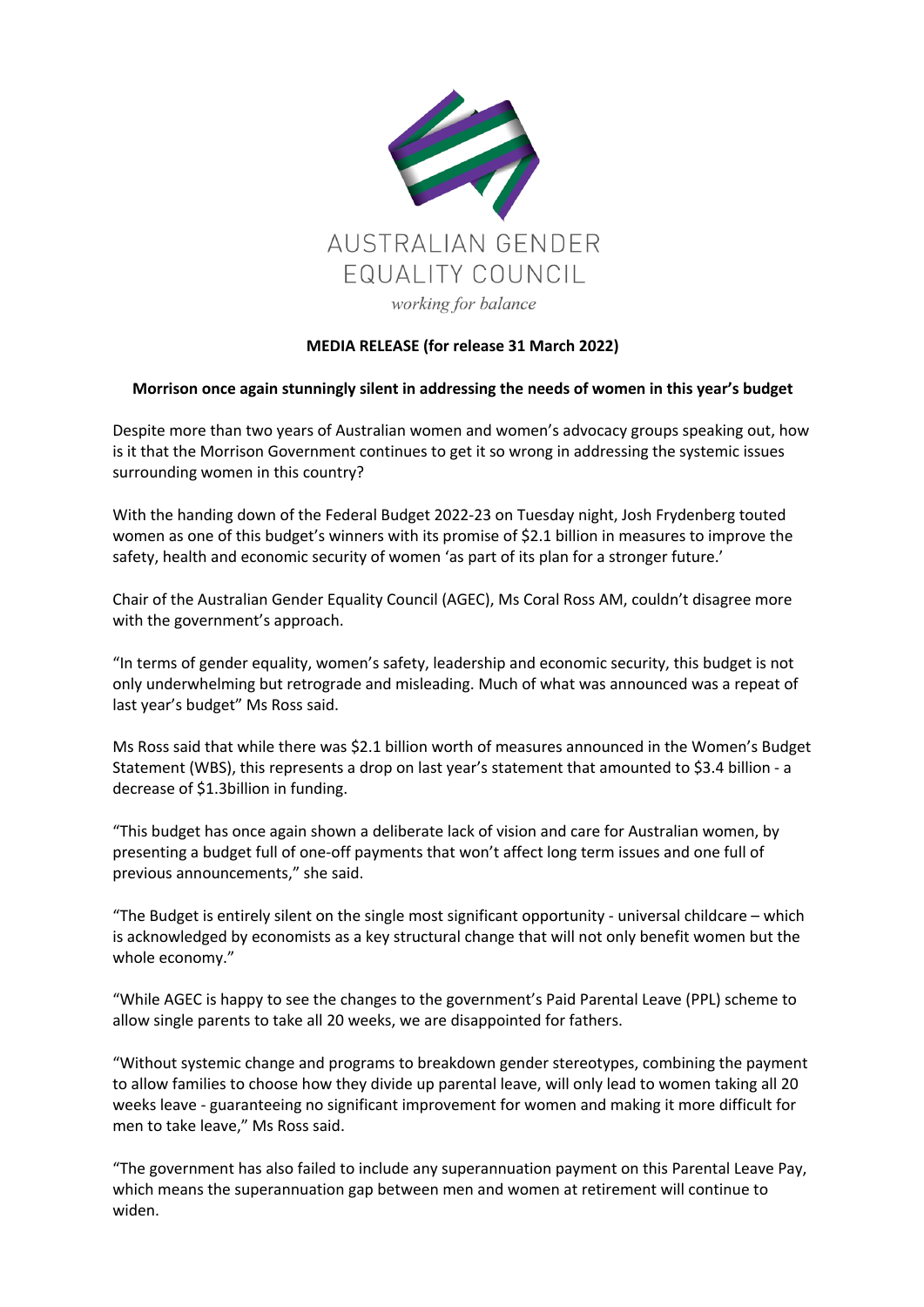AUSTRALIAN GENDER EQUALITY COUNCIL

*working for balance*

**MEDIA RELEASE (for release 31 March 2022)**

**Morrison once again stunningly silent in addressing the needs of women in this year's budget**

Despite more than two years of Australian women and women's advocacy groups speaking out, how is it that the Morrison Government continues to get it so wrong in addressing the systemic issues surrounding women in this country?

With the handing down of the Federal Budget 2022-23 on Tuesday night, Josh Frydenberg touted women as one of this budget's winners with its promise of $2.1 billion in measures to improve the safety, health and economic security of women 'as part of its plan for a stronger future.'

Chair of the Australian Gender Equality Council (AGEC), Ms Coral Ross AM, couldn't disagree more with the government's approach.

"In terms of gender equality, women's safety, leadership and economic security, this budget is not only underwhelming but retrograde and misleading. Much of what was announced was a repeat of last year's budget" Ms Ross said.

Ms Ross said that while there was $2.1 billion worth of measures announced in the Women's Budget Statement (WBS), this represents a drop on last year's statement that amounted to $3.4 billion - a decrease of $1.3billion in funding.

"This budget has once again shown a deliberate lack of vision and care for Australian women, by presenting a budget full of one-off payments that won't affect long term issues and one full of previous announcements," she said.

"The Budget is entirely silent on the single most significant opportunity - universal childcare – which is acknowledged by economists as a key structural change that will not only benefit women but the whole economy."

"While AGEC is happy to see the changes to the government's Paid Parental Leave (PPL) scheme to allow single parents to take all 20 weeks, we are disappointed for fathers.

"Without systemic change and programs to breakdown gender stereotypes, combining the payment to allow families to choose how they divide up parental leave, will only lead to women taking all 20 weeks leave - guaranteeing no significant improvement for women and making it more difficult for men to take leave," Ms Ross said.

"The government has also failed to include any superannuation payment on this Parental Leave Pay, which means the superannuation gap between men and women at retirement will continue to widen.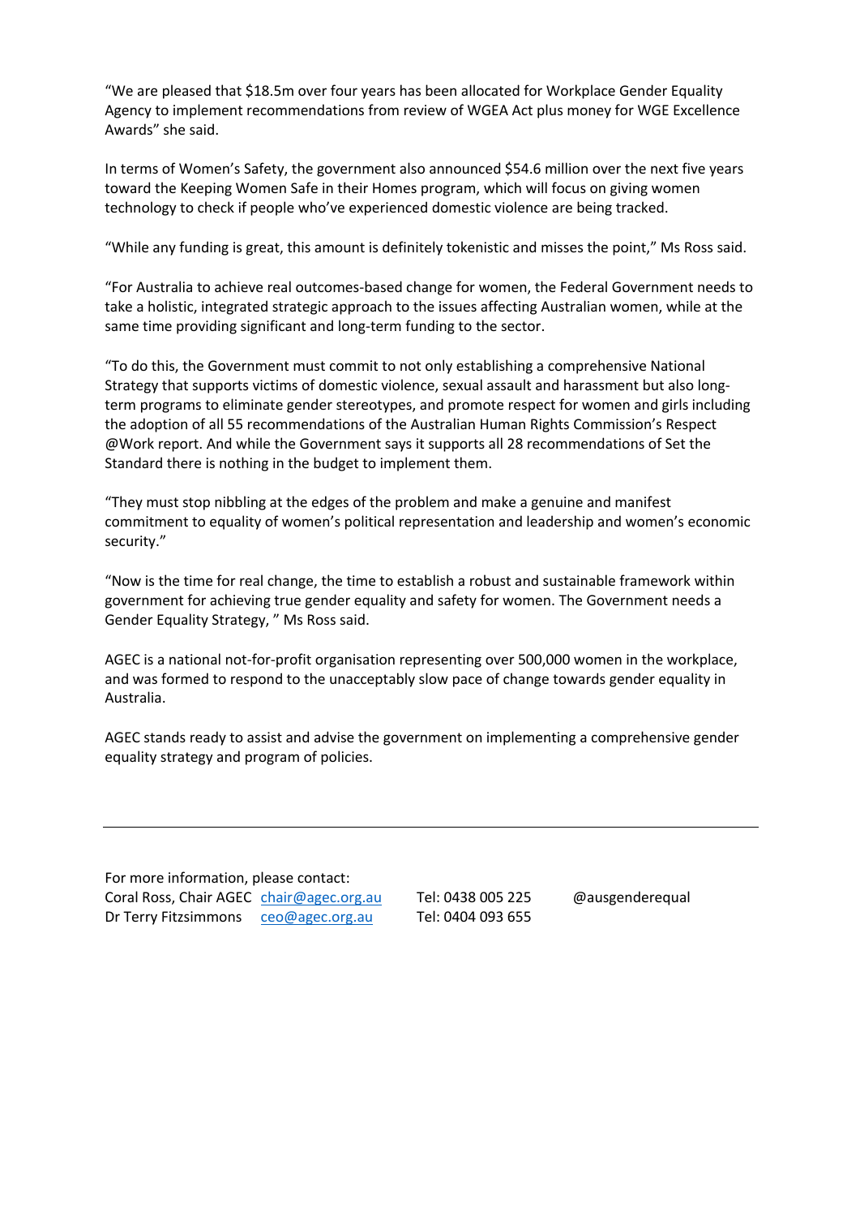"We are pleased that $18.5m over four years has been allocated for Workplace Gender Equality Agency to implement recommendations from review of WGEA Act plus money for WGE Excellence Awards" she said.

In terms of Women's Safety, the government also announced $54.6 million over the next five years toward the Keeping Women Safe in their Homes program, which will focus on giving women technology to check if people who've experienced domestic violence are being tracked.

"While any funding is great, this amount is definitely tokenistic and misses the point," Ms Ross said.

"For Australia to achieve real outcomes-based change for women, the Federal Government needs to take a holistic, integrated strategic approach to the issues affecting Australian women, while at the same time providing significant and long-term funding to the sector.

"To do this, the Government must commit to not only establishing a comprehensive National Strategy that supports victims of domestic violence, sexual assault and harassment but also long-term programs to eliminate gender stereotypes, and promote respect for women and girls including the adoption of all 55 recommendations of the Australian Human Rights Commission's Respect @Work report. And while the Government says it supports all 28 recommendations of Set the Standard there is nothing in the budget to implement them.

"They must stop nibbling at the edges of the problem and make a genuine and manifest commitment to equality of women's political representation and leadership and women's economic security."

"Now is the time for real change, the time to establish a robust and sustainable framework within government for achieving true gender equality and safety for women. The Government needs a Gender Equality Strategy, " Ms Ross said.

AGEC is a national not-for-profit organisation representing over 500,000 women in the workplace, and was formed to respond to the unacceptably slow pace of change towards gender equality in Australia.

AGEC stands ready to assist and advise the government on implementing a comprehensive gender equality strategy and program of policies.

---

For more information, please contact:

| | | | |
|---|---|---|---|
| Coral Ross, Chair AGEC | chair@agec.org.au | Tel: 0438 005 225 | @ausgenderequal |
| Dr Terry Fitzsimmons | ceo@agec.org.au | Tel: 0404 093 655 | |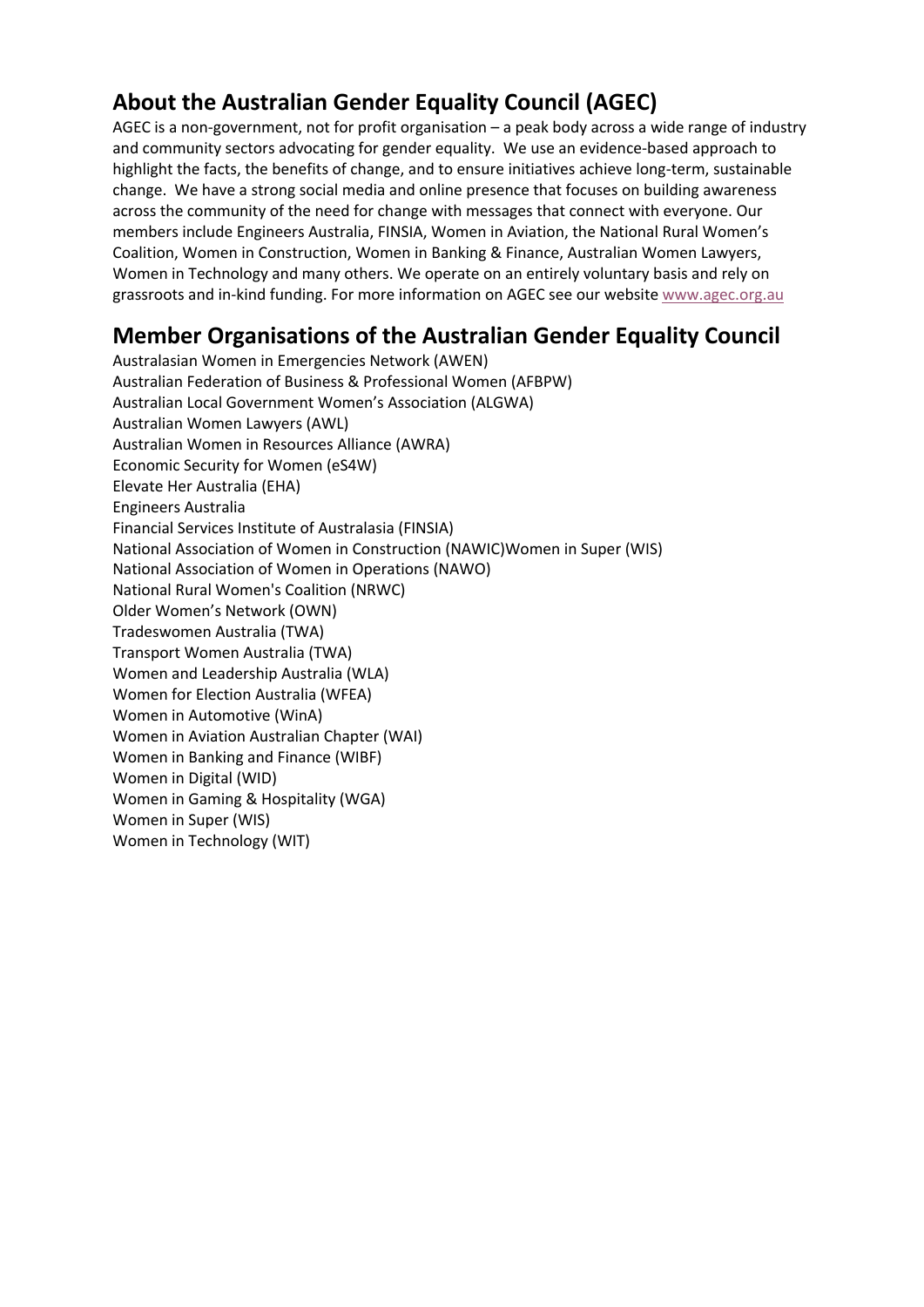## About the Australian Gender Equality Council (AGEC)

AGEC is a non-government, not for profit organisation – a peak body across a wide range of industry and community sectors advocating for gender equality. We use an evidence-based approach to highlight the facts, the benefits of change, and to ensure initiatives achieve long-term, sustainable change. We have a strong social media and online presence that focuses on building awareness across the community of the need for change with messages that connect with everyone. Our members include Engineers Australia, FINSIA, Women in Aviation, the National Rural Women's Coalition, Women in Construction, Women in Banking & Finance, Australian Women Lawyers, Women in Technology and many others. We operate on an entirely voluntary basis and rely on grassroots and in-kind funding. For more information on AGEC see our website www.agec.org.au

## Member Organisations of the Australian Gender Equality Council

Australasian Women in Emergencies Network (AWEN)
Australian Federation of Business & Professional Women (AFBPW)
Australian Local Government Women's Association (ALGWA)
Australian Women Lawyers (AWL)
Australian Women in Resources Alliance (AWRA)
Economic Security for Women (eS4W)
Elevate Her Australia (EHA)
Engineers Australia
Financial Services Institute of Australasia (FINSIA)
National Association of Women in Construction (NAWIC)Women in Super (WIS)
National Association of Women in Operations (NAWO)
National Rural Women's Coalition (NRWC)
Older Women's Network (OWN)
Tradeswomen Australia (TWA)
Transport Women Australia (TWA)
Women and Leadership Australia (WLA)
Women for Election Australia (WFEA)
Women in Automotive (WinA)
Women in Aviation Australian Chapter (WAI)
Women in Banking and Finance (WIBF)
Women in Digital (WID)
Women in Gaming & Hospitality (WGA)
Women in Super (WIS)
Women in Technology (WIT)